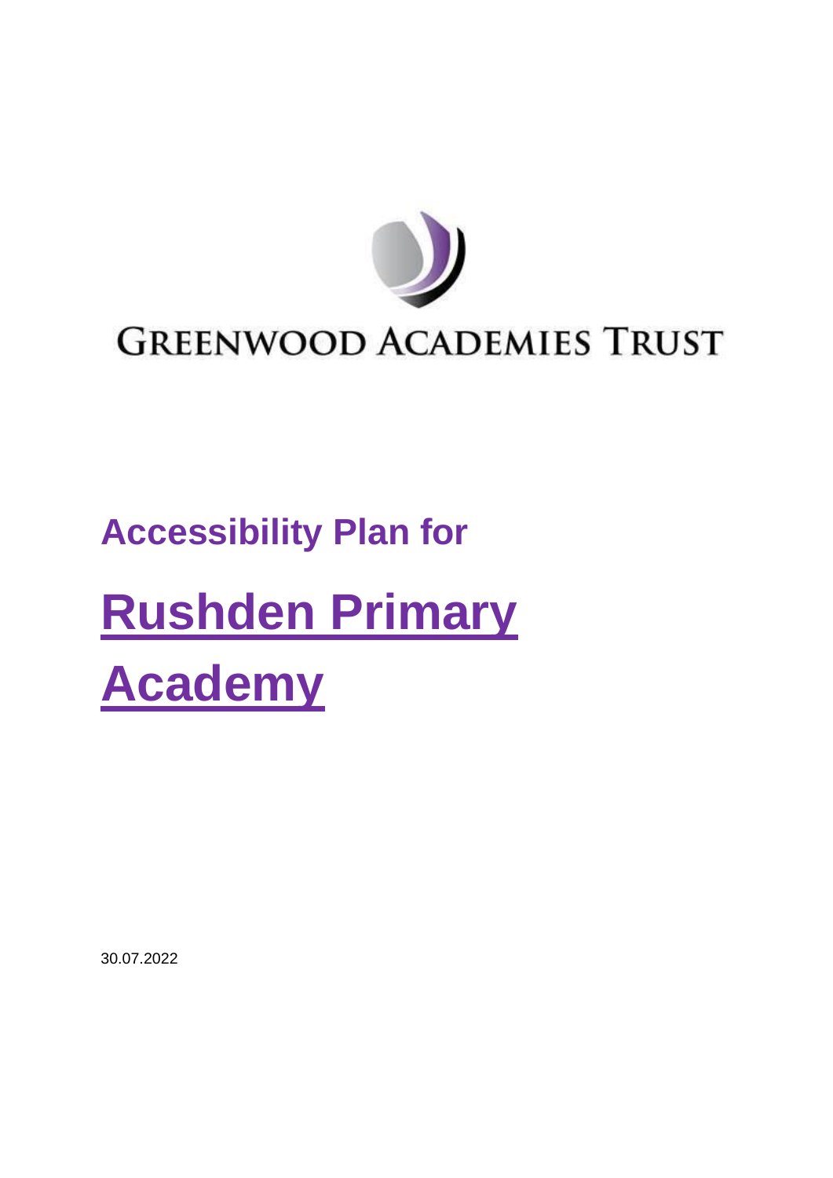GREENWOOD ACADEMIES TRUST

# Accessibility Plan for

# Rushden Primary Academy

30.07.2022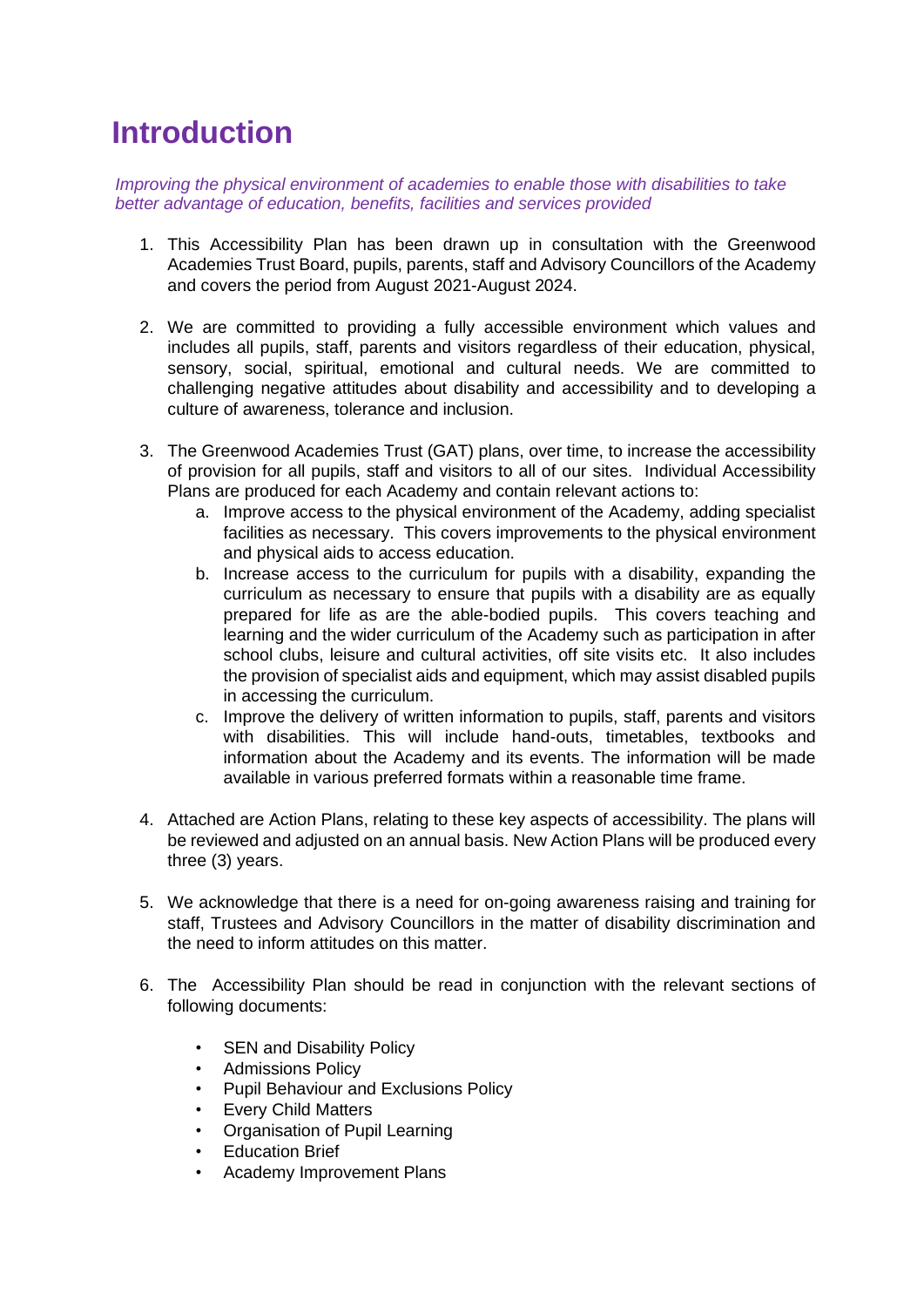# Introduction

*Improving the physical environment of academies to enable those with disabilities to take better advantage of education, benefits, facilities and services provided*

1. This Accessibility Plan has been drawn up in consultation with the Greenwood Academies Trust Board, pupils, parents, staff and Advisory Councillors of the Academy and covers the period from August 2021-August 2024.

2. We are committed to providing a fully accessible environment which values and includes all pupils, staff, parents and visitors regardless of their education, physical, sensory, social, spiritual, emotional and cultural needs. We are committed to challenging negative attitudes about disability and accessibility and to developing a culture of awareness, tolerance and inclusion.

3. The Greenwood Academies Trust (GAT) plans, over time, to increase the accessibility of provision for all pupils, staff and visitors to all of our sites. Individual Accessibility Plans are produced for each Academy and contain relevant actions to:
    a. Improve access to the physical environment of the Academy, adding specialist facilities as necessary. This covers improvements to the physical environment and physical aids to access education.
    b. Increase access to the curriculum for pupils with a disability, expanding the curriculum as necessary to ensure that pupils with a disability are as equally prepared for life as are the able-bodied pupils. This covers teaching and learning and the wider curriculum of the Academy such as participation in after school clubs, leisure and cultural activities, off site visits etc. It also includes the provision of specialist aids and equipment, which may assist disabled pupils in accessing the curriculum.
    c. Improve the delivery of written information to pupils, staff, parents and visitors with disabilities. This will include hand-outs, timetables, textbooks and information about the Academy and its events. The information will be made available in various preferred formats within a reasonable time frame.

4. Attached are Action Plans, relating to these key aspects of accessibility. The plans will be reviewed and adjusted on an annual basis. New Action Plans will be produced every three (3) years.

5. We acknowledge that there is a need for on-going awareness raising and training for staff, Trustees and Advisory Councillors in the matter of disability discrimination and the need to inform attitudes on this matter.

6. The Accessibility Plan should be read in conjunction with the relevant sections of following documents:

    - SEN and Disability Policy
    - Admissions Policy
    - Pupil Behaviour and Exclusions Policy
    - Every Child Matters
    - Organisation of Pupil Learning
    - Education Brief
    - Academy Improvement Plans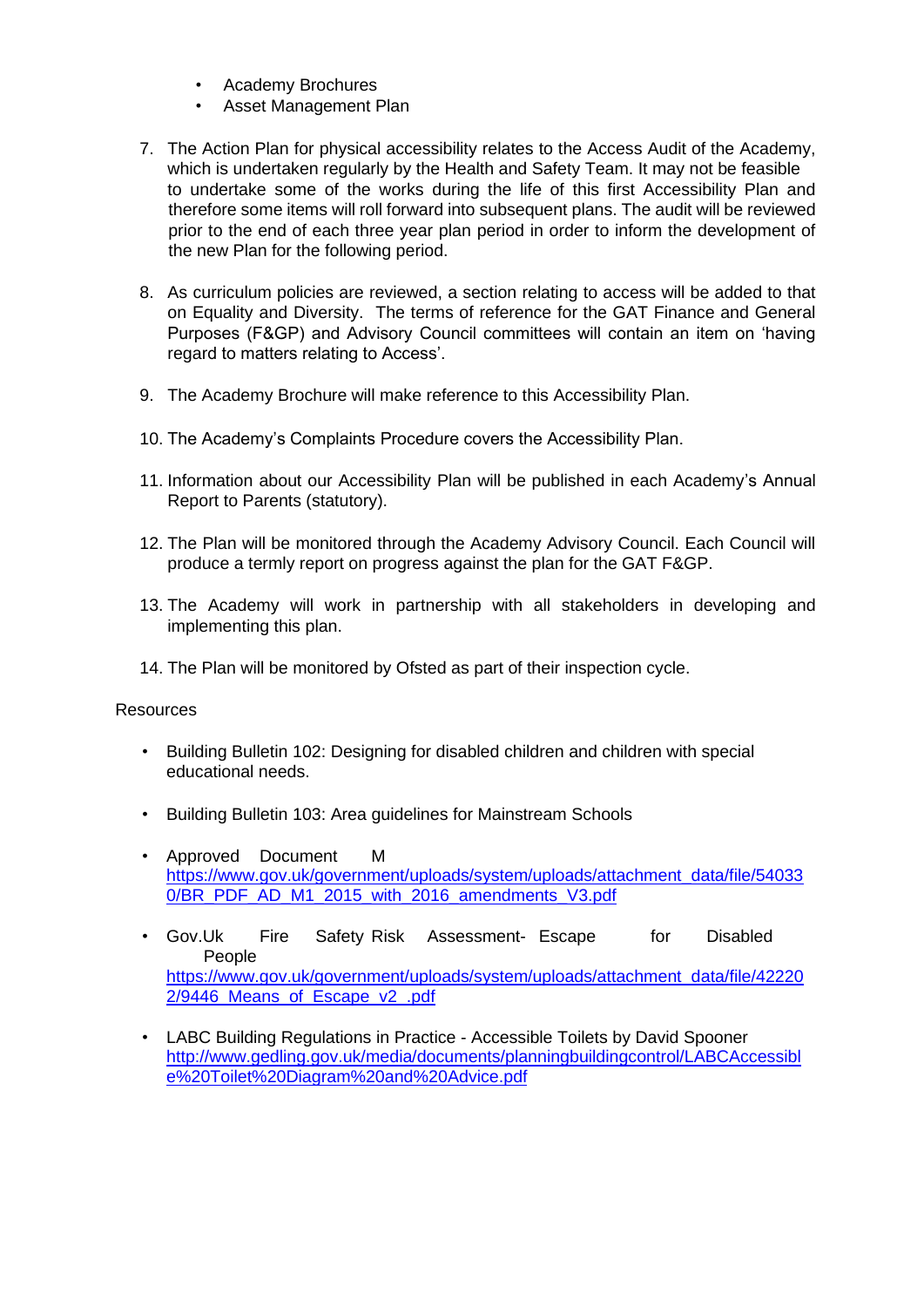- Academy Brochures
- Asset Management Plan

7. The Action Plan for physical accessibility relates to the Access Audit of the Academy, which is undertaken regularly by the Health and Safety Team. It may not be feasible to undertake some of the works during the life of this first Accessibility Plan and therefore some items will roll forward into subsequent plans. The audit will be reviewed prior to the end of each three year plan period in order to inform the development of the new Plan for the following period.

8. As curriculum policies are reviewed, a section relating to access will be added to that on Equality and Diversity. The terms of reference for the GAT Finance and General Purposes (F&GP) and Advisory Council committees will contain an item on 'having regard to matters relating to Access'.

9. The Academy Brochure will make reference to this Accessibility Plan.

10. The Academy's Complaints Procedure covers the Accessibility Plan.

11. Information about our Accessibility Plan will be published in each Academy's Annual Report to Parents (statutory).

12. The Plan will be monitored through the Academy Advisory Council. Each Council will produce a termly report on progress against the plan for the GAT F&GP.

13. The Academy will work in partnership with all stakeholders in developing and implementing this plan.

14. The Plan will be monitored by Ofsted as part of their inspection cycle.

Resources

- Building Bulletin 102: Designing for disabled children and children with special educational needs.

- Building Bulletin 103: Area guidelines for Mainstream Schools

- Approved Document M
  https://www.gov.uk/government/uploads/system/uploads/attachment_data/file/540330/BR_PDF_AD_M1_2015_with_2016_amendments_V3.pdf

- Gov.Uk Fire Safety Risk Assessment- Escape for Disabled People
  https://www.gov.uk/government/uploads/system/uploads/attachment_data/file/422202/9446_Means_of_Escape_v2_.pdf

- LABC Building Regulations in Practice - Accessible Toilets by David Spooner
  http://www.gedling.gov.uk/media/documents/planningbuildingcontrol/LABCAccessible%20Toilet%20Diagram%20and%20Advice.pdf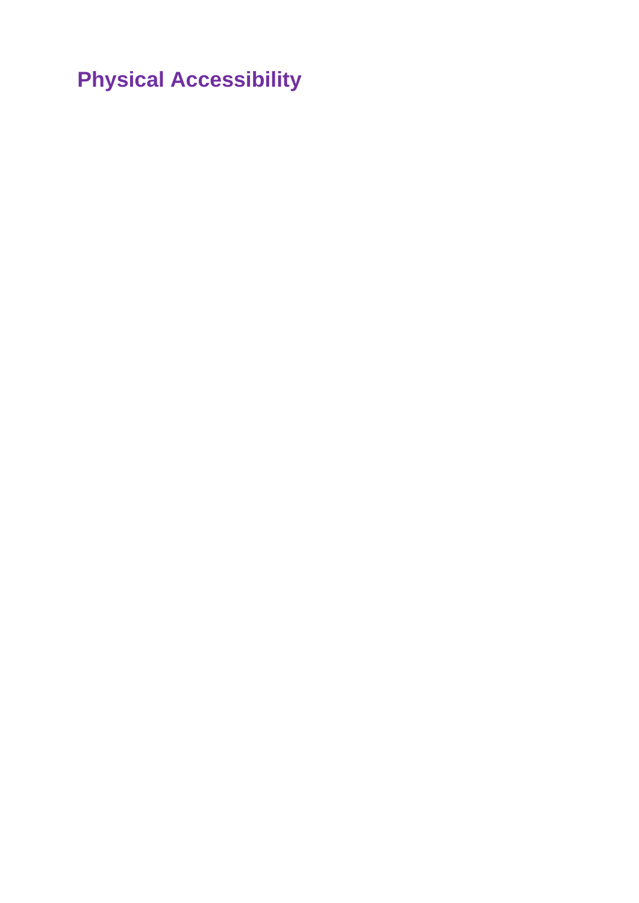## Physical Accessibility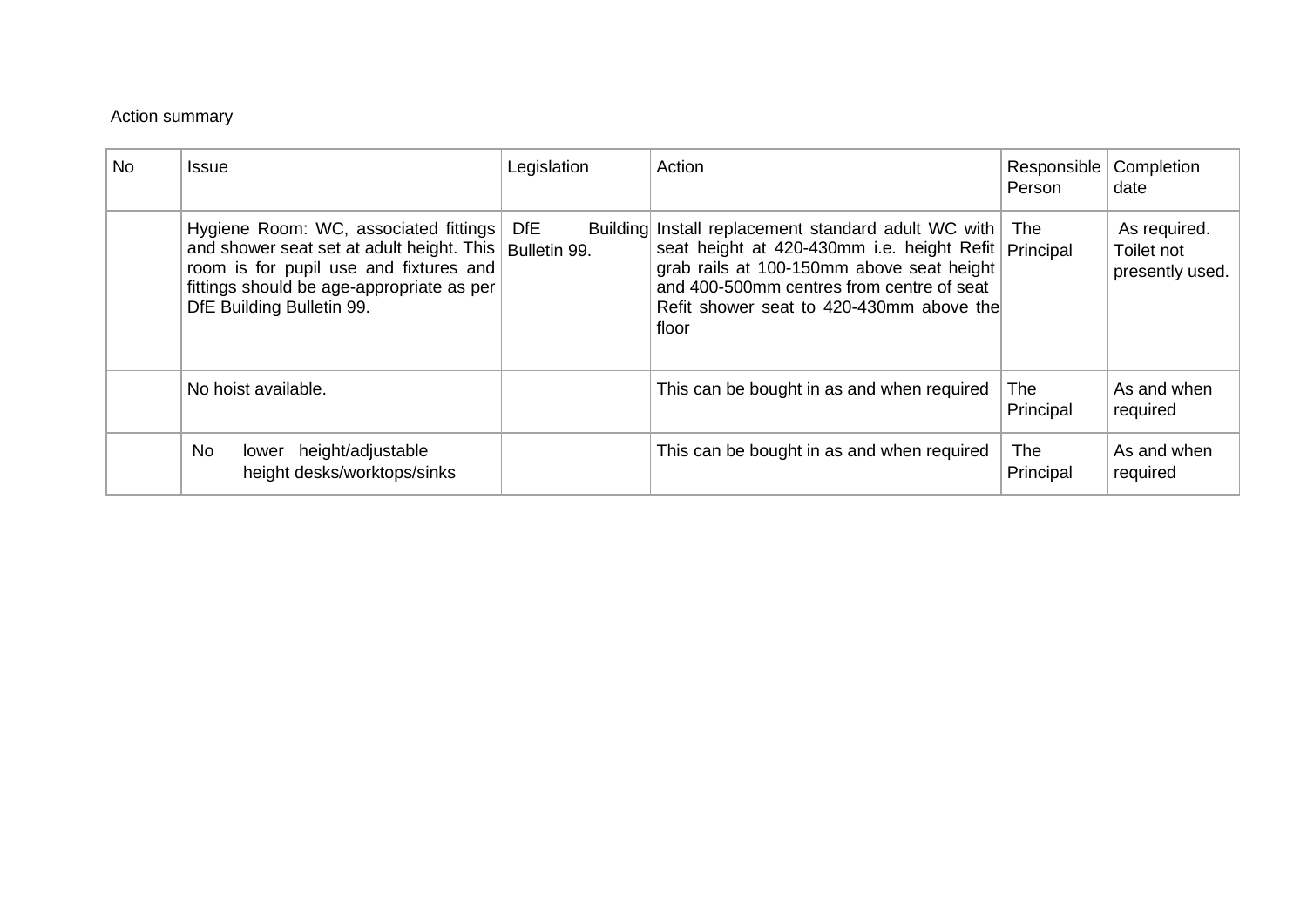Action summary

| No | Issue | Legislation | Action | Responsible Person | Completion date |
| --- | --- | --- | --- | --- | --- |
| | Hygiene Room: WC, associated fittings and shower seat set at adult height. This room is for pupil use and fixtures and fittings should be age-appropriate as per DfE Building Bulletin 99. | DfE Building Bulletin 99. | Install replacement standard adult WC with seat height at 420-430mm i.e. height Refit grab rails at 100-150mm above seat height and 400-500mm centres from centre of seat Refit shower seat to 420-430mm above the floor | The Principal | As required. Toilet not presently used. |
| | No hoist available. | | This can be bought in as and when required | The Principal | As and when required |
| | No lower height/adjustable height desks/worktops/sinks | | This can be bought in as and when required | The Principal | As and when required |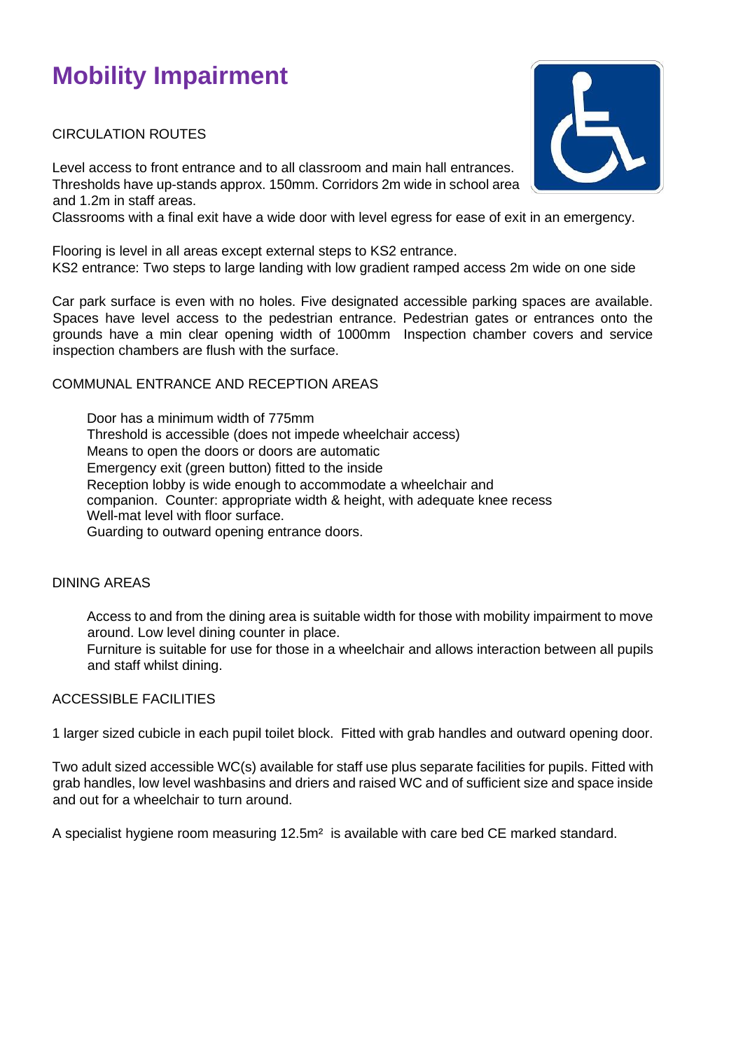# Mobility Impairment

CIRCULATION ROUTES

Level access to front entrance and to all classroom and main hall entrances. Thresholds have up-stands approx. 150mm. Corridors 2m wide in school area and 1.2m in staff areas.
Classrooms with a final exit have a wide door with level egress for ease of exit in an emergency.

Flooring is level in all areas except external steps to KS2 entrance.
KS2 entrance: Two steps to large landing with low gradient ramped access 2m wide on one side

Car park surface is even with no holes. Five designated accessible parking spaces are available. Spaces have level access to the pedestrian entrance. Pedestrian gates or entrances onto the grounds have a min clear opening width of 1000mm  Inspection chamber covers and service inspection chambers are flush with the surface.

COMMUNAL ENTRANCE AND RECEPTION AREAS

Door has a minimum width of 775mm
Threshold is accessible (does not impede wheelchair access)
Means to open the doors or doors are automatic
Emergency exit (green button) fitted to the inside
Reception lobby is wide enough to accommodate a wheelchair and companion.  Counter: appropriate width & height, with adequate knee recess
Well-mat level with floor surface.
Guarding to outward opening entrance doors.

DINING AREAS

Access to and from the dining area is suitable width for those with mobility impairment to move around. Low level dining counter in place.
Furniture is suitable for use for those in a wheelchair and allows interaction between all pupils and staff whilst dining.

ACCESSIBLE FACILITIES

1 larger sized cubicle in each pupil toilet block.  Fitted with grab handles and outward opening door.

Two adult sized accessible WC(s) available for staff use plus separate facilities for pupils. Fitted with grab handles, low level washbasins and driers and raised WC and of sufficient size and space inside and out for a wheelchair to turn around.

A specialist hygiene room measuring 12.5m²  is available with care bed CE marked standard.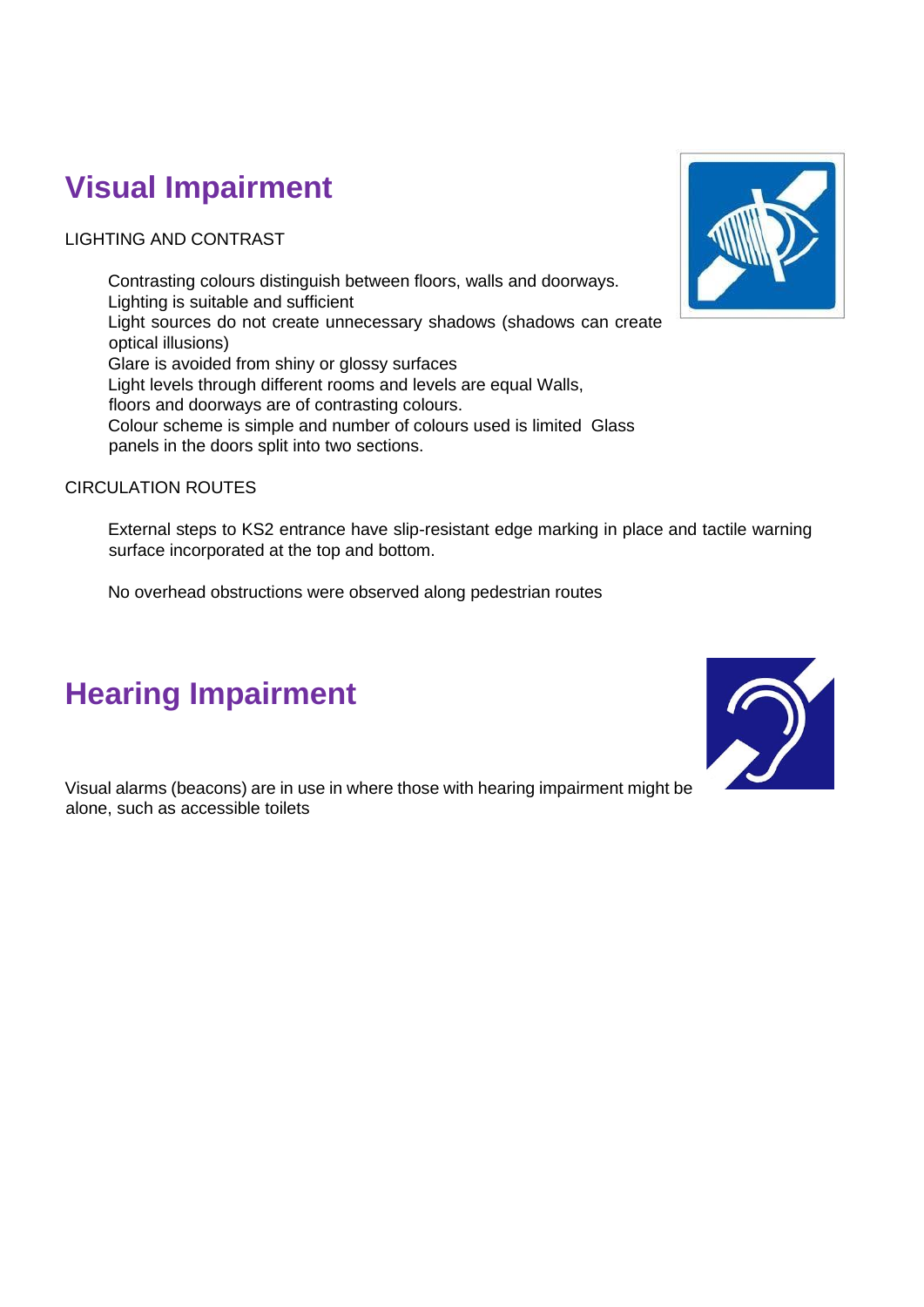## Visual Impairment

LIGHTING AND CONTRAST

Contrasting colours distinguish between floors, walls and doorways.
Lighting is suitable and sufficient
Light sources do not create unnecessary shadows (shadows can create optical illusions)
Glare is avoided from shiny or glossy surfaces
Light levels through different rooms and levels are equal Walls, floors and doorways are of contrasting colours.
Colour scheme is simple and number of colours used is limited Glass panels in the doors split into two sections.

CIRCULATION ROUTES

External steps to KS2 entrance have slip-resistant edge marking in place and tactile warning surface incorporated at the top and bottom.

No overhead obstructions were observed along pedestrian routes

## Hearing Impairment

Visual alarms (beacons) are in use in where those with hearing impairment might be alone, such as accessible toilets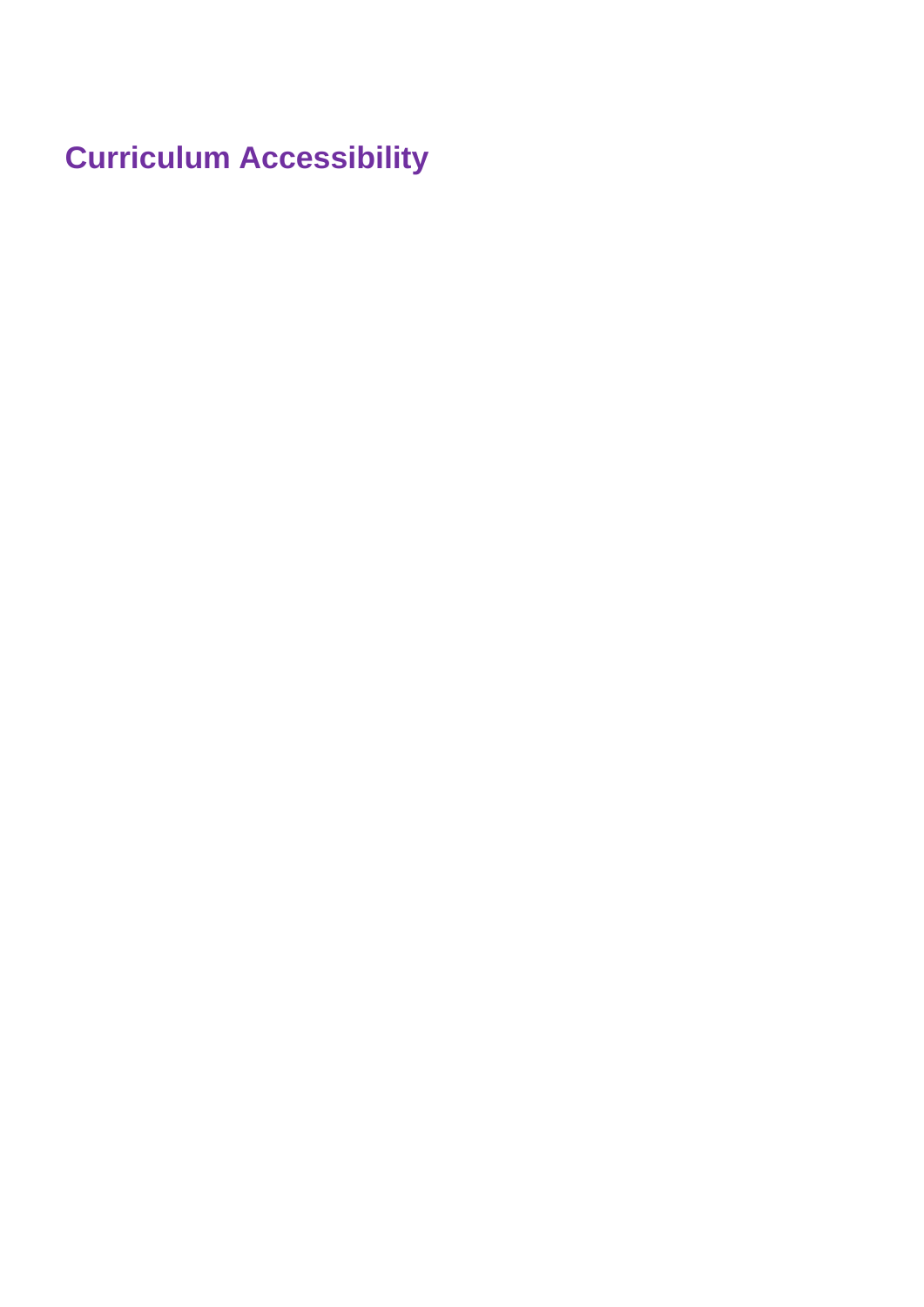## Curriculum Accessibility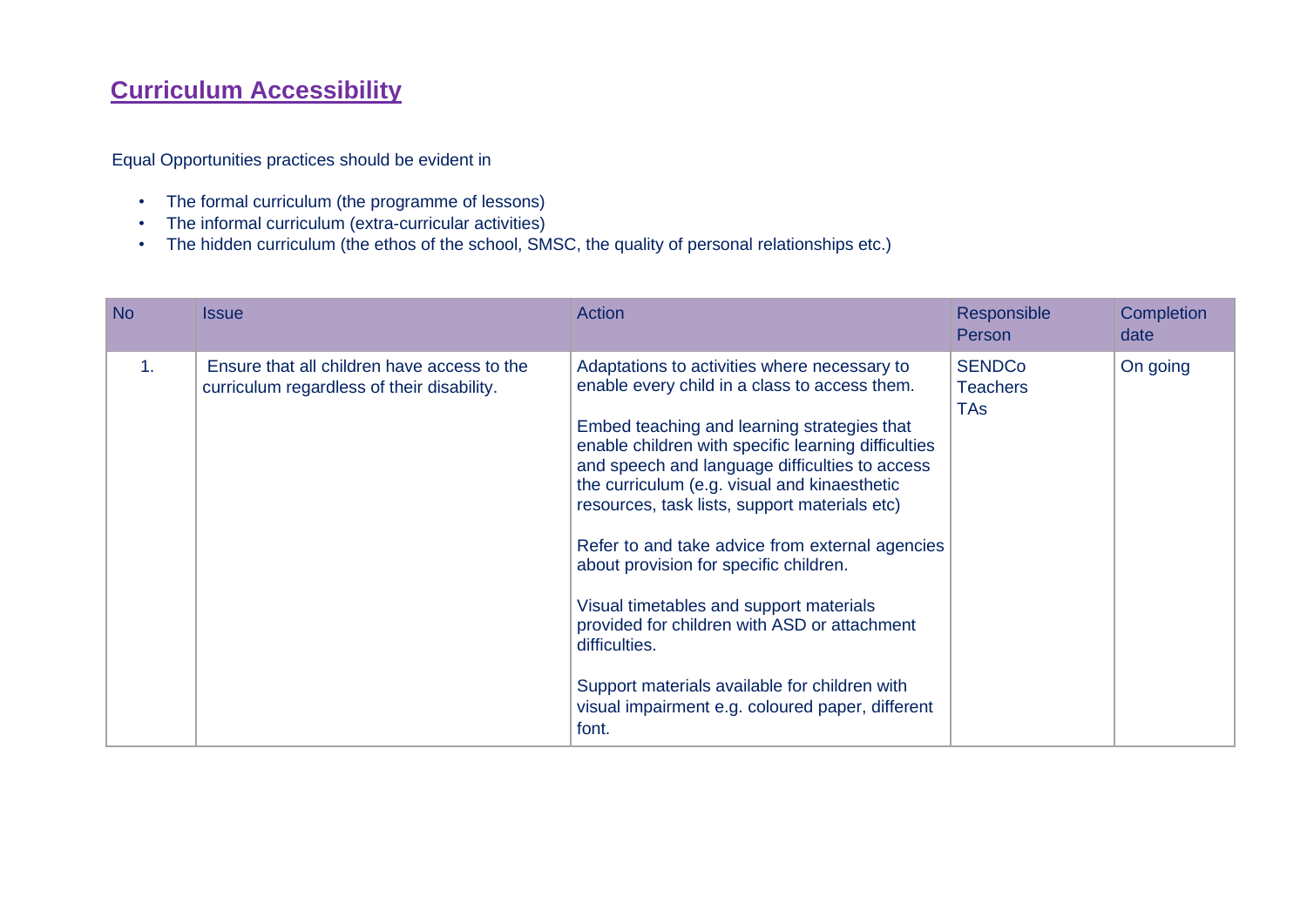# Curriculum Accessibility

Equal Opportunities practices should be evident in

- The formal curriculum (the programme of lessons)
- The informal curriculum (extra-curricular activities)
- The hidden curriculum (the ethos of the school, SMSC, the quality of personal relationships etc.)

| No | Issue | Action | Responsible Person | Completion date |
|---|---|---|---|---|
| 1. | Ensure that all children have access to the curriculum regardless of their disability. | Adaptations to activities where necessary to enable every child in a class to access them.<br><br>Embed teaching and learning strategies that enable children with specific learning difficulties and speech and language difficulties to access the curriculum (e.g. visual and kinaesthetic resources, task lists, support materials etc)<br><br>Refer to and take advice from external agencies about provision for specific children.<br><br>Visual timetables and support materials provided for children with ASD or attachment difficulties.<br><br>Support materials available for children with visual impairment e.g. coloured paper, different font. | SENDCo<br>Teachers<br>TAs | On going |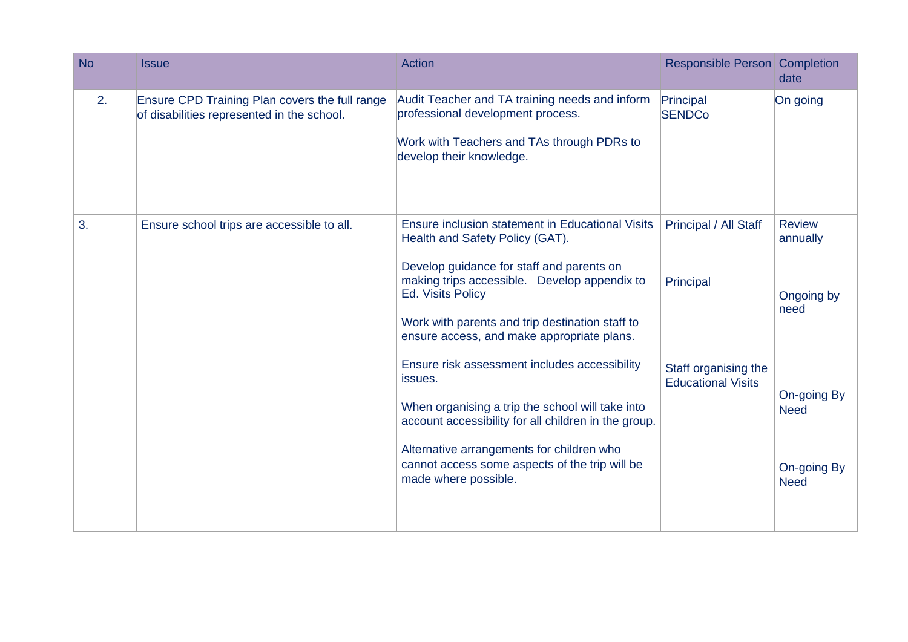| No | Issue | Action | Responsible Person | Completion date |
| --- | --- | --- | --- | --- |
| 2. | Ensure CPD Training Plan covers the full range of disabilities represented in the school. | Audit Teacher and TA training needs and inform professional development process.<br><br>Work with Teachers and TAs through PDRs to develop their knowledge. | Principal<br>SENDCo | On going |
| 3. | Ensure school trips are accessible to all. | Ensure inclusion statement in Educational Visits Health and Safety Policy (GAT).<br><br>Develop guidance for staff and parents on making trips accessible. Develop appendix to Ed. Visits Policy<br><br>Work with parents and trip destination staff to ensure access, and make appropriate plans.<br><br>Ensure risk assessment includes accessibility issues.<br><br>When organising a trip the school will take into account accessibility for all children in the group.<br><br>Alternative arrangements for children who cannot access some aspects of the trip will be made where possible. | Principal / All Staff<br><br>Principal<br><br>Staff organising the Educational Visits | Review annually<br><br>Ongoing by need<br><br>On-going By Need<br><br>On-going By Need |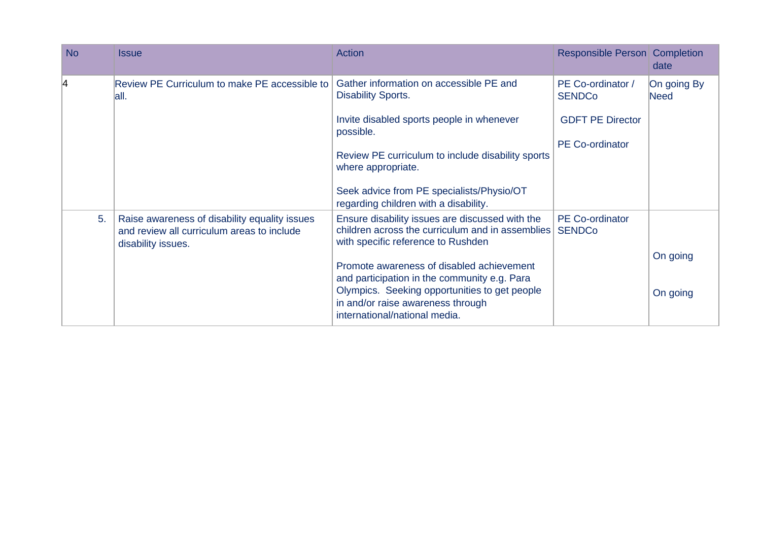| No | Issue | Action | Responsible Person | Completion date |
|---|---|---|---|---|
| 4 | Review PE Curriculum to make PE accessible to all. | Gather information on accessible PE and Disability Sports.<br><br>Invite disabled sports people in whenever possible.<br><br>Review PE curriculum to include disability sports where appropriate.<br><br>Seek advice from PE specialists/Physio/OT regarding children with a disability. | PE Co-ordinator / SENDCo<br><br>GDFT PE Director<br><br>PE Co-ordinator | On going By Need |
| 5. | Raise awareness of disability equality issues and review all curriculum areas to include disability issues. | Ensure disability issues are discussed with the children across the curriculum and in assemblies with specific reference to Rushden<br><br>Promote awareness of disabled achievement and participation in the community e.g. Para Olympics. Seeking opportunities to get people in and/or raise awareness through international/national media. | PE Co-ordinator<br>SENDCo | On going<br><br>On going |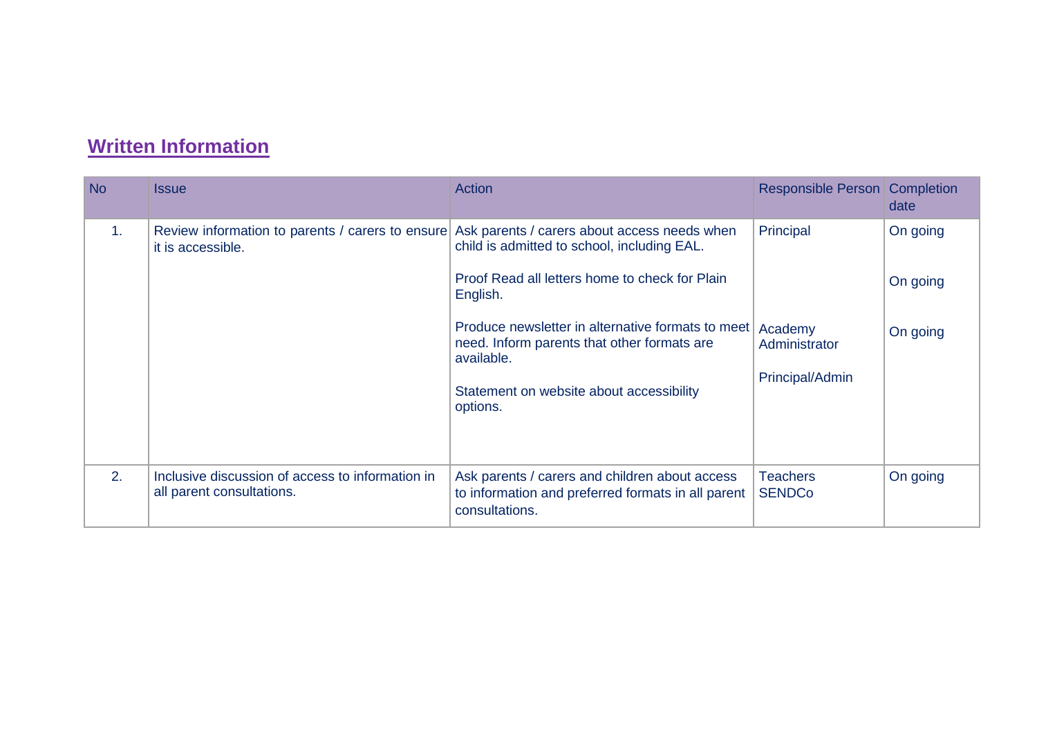## Written Information

| No | Issue | Action | Responsible Person | Completion date |
|---|---|---|---|---|
| 1. | Review information to parents / carers to ensure it is accessible. | Ask parents / carers about access needs when child is admitted to school, including EAL.<br><br>Proof Read all letters home to check for Plain English.<br><br>Produce newsletter in alternative formats to meet need. Inform parents that other formats are available.<br><br>Statement on website about accessibility options. | Principal<br><br>Academy Administrator<br><br>Principal/Admin | On going<br><br>On going<br><br>On going |
| 2. | Inclusive discussion of access to information in all parent consultations. | Ask parents / carers and children about access to information and preferred formats in all parent consultations. | Teachers<br>SENDCo | On going |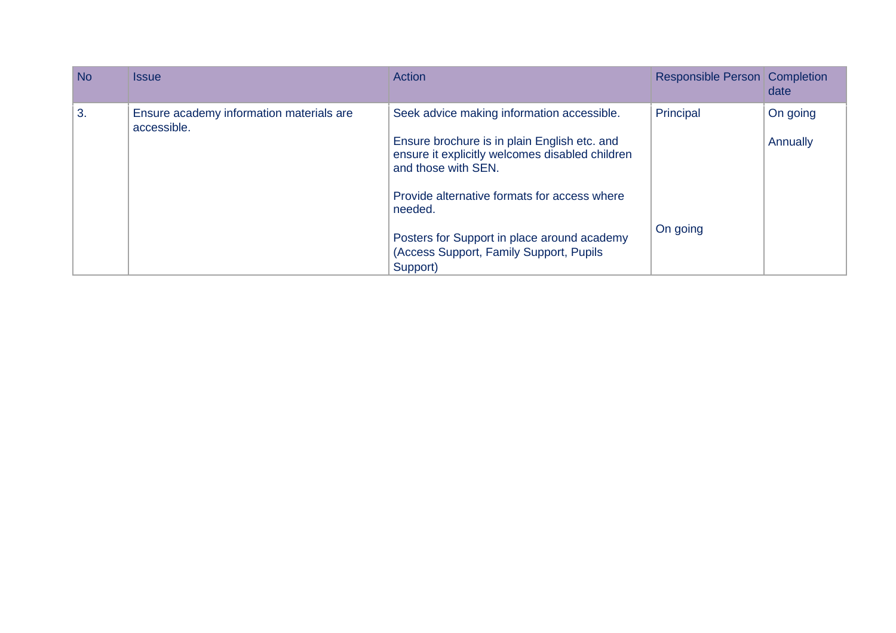| No | Issue | Action | Responsible Person | Completion date |
|---|---|---|---|---|
| 3. | Ensure academy information materials are accessible. | Seek advice making information accessible.<br><br>Ensure brochure is in plain English etc. and ensure it explicitly welcomes disabled children and those with SEN.<br><br>Provide alternative formats for access where needed.<br><br>Posters for Support in place around academy (Access Support, Family Support, Pupils Support) | Principal<br><br><br><br><br><br>On going | On going<br><br>Annually |